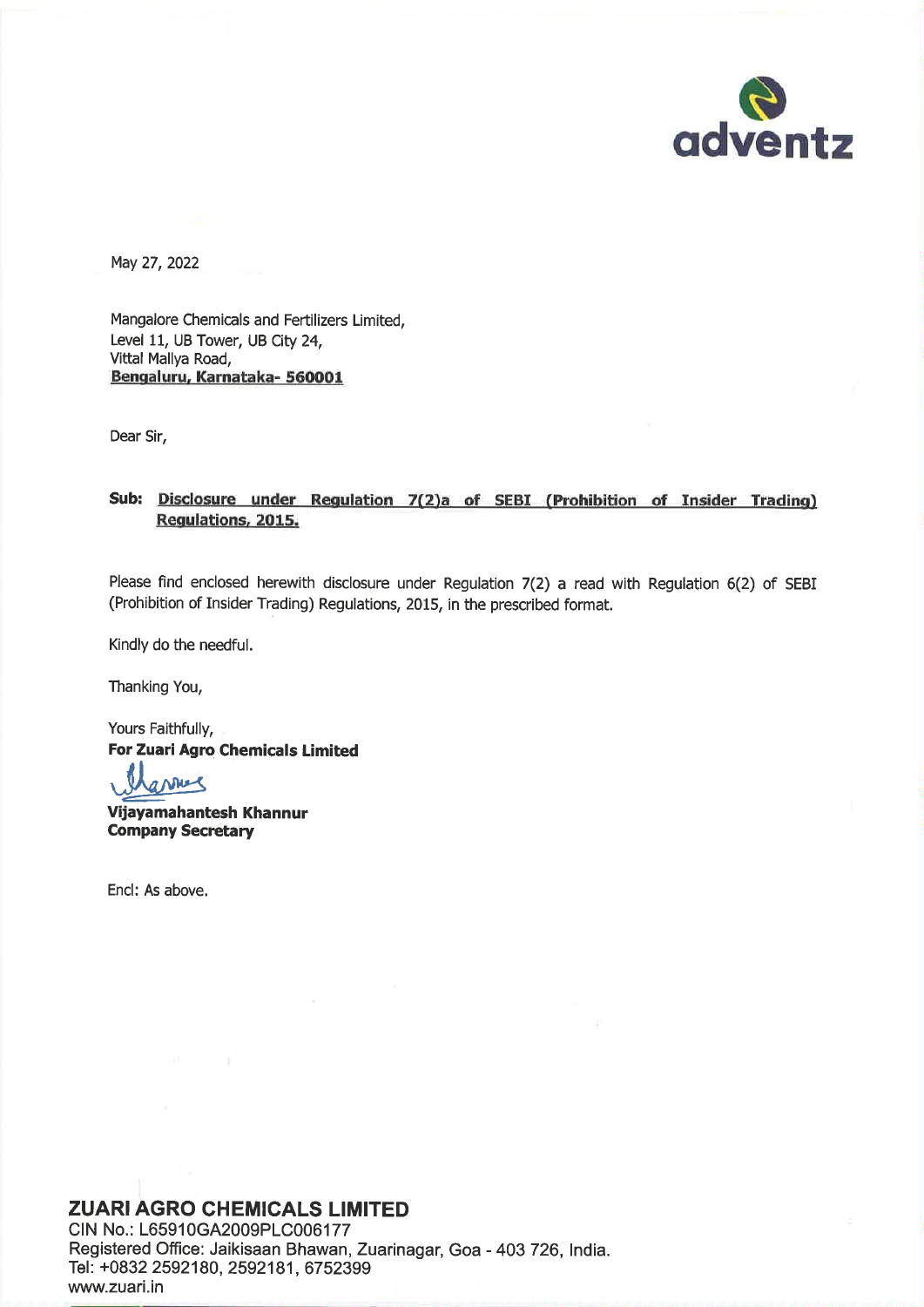adventz

May 27, 2022

Mangalore Chemicals and Fertilizers Limited,
Level 11, UB Tower, UB City 24,
Vittal Mallya Road,
**Bengaluru, Karnataka- 560001**

Dear Sir,

**Sub: Disclosure under Regulation 7(2)a of SEBI (Prohibition of Insider Trading) Regulations, 2015.**

Please find enclosed herewith disclosure under Regulation 7(2) a read with Regulation 6(2) of SEBI (Prohibition of Insider Trading) Regulations, 2015, in the prescribed format.

Kindly do the needful.

Thanking You,

Yours Faithfully,
**For Zuari Agro Chemicals Limited**

**Vijayamahantesh Khannur**
**Company Secretary**

Encl: As above.

**ZUARI AGRO CHEMICALS LIMITED**
CIN No.: L65910GA2009PLC006177
Registered Office: Jaikisaan Bhawan, Zuarinagar, Goa - 403 726, India.
Tel: +0832 2592180, 2592181, 6752399
www.zuari.in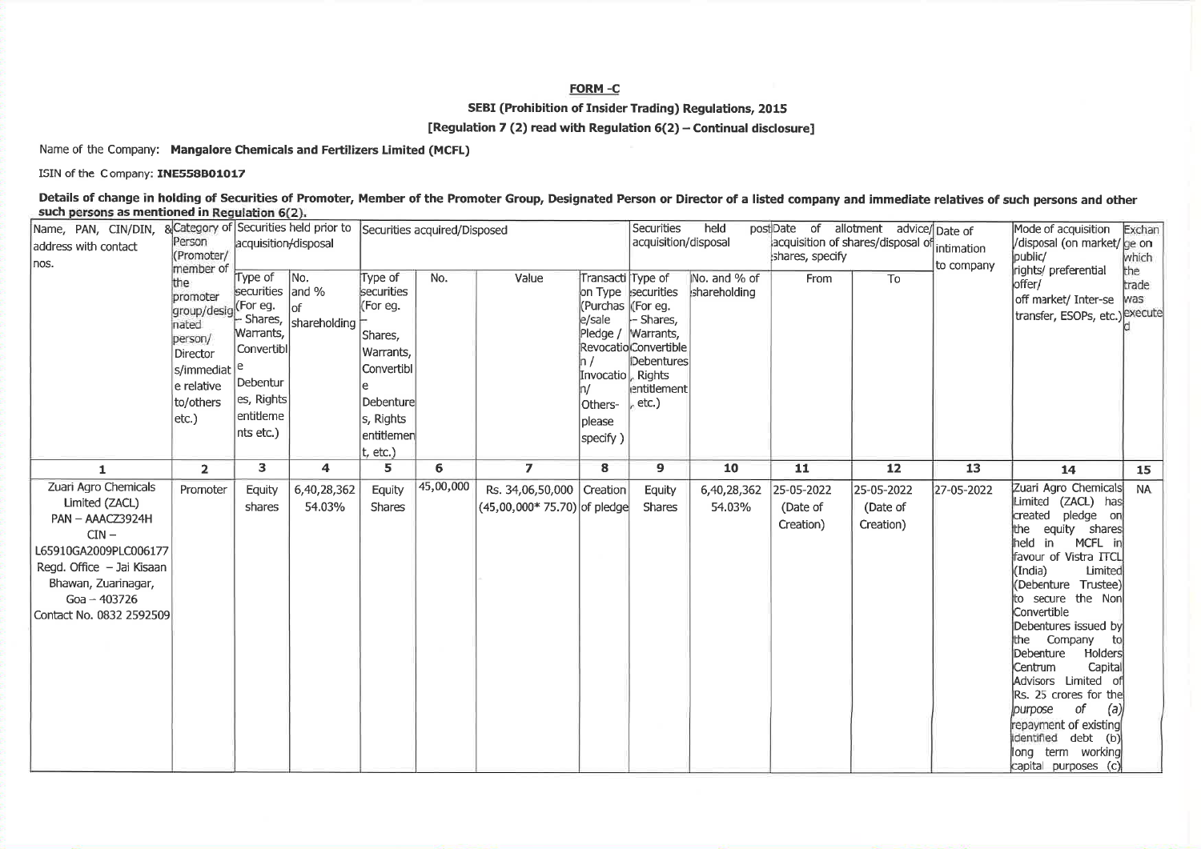**FORM -C**

**SEBI (Prohibition of Insider Trading) Regulations, 2015**

**[Regulation 7 (2) read with Regulation 6(2) – Continual disclosure]**

Name of the Company: **Mangalore Chemicals and Fertilizers Limited (MCFL)**

ISIN of the Company: **INE558B01017**

**Details of change in holding of Securities of Promoter, Member of the Promoter Group, Designated Person or Director of a listed company and immediate relatives of such persons and other such persons as mentioned in Regulation 6(2).**

| Name, PAN, CIN/DIN, & address with contact nos. | Category of Person (Promoter/ member of the promoter group/designated person/ Director s/immediate relative to/others etc.) | Securities held prior to acquisition/disposal | | Securities acquired/Disposed | | | | Securities held post acquisition/disposal | | Date of allotment advice/ acquisition of shares/disposal of shares, specify | | Date of intimation to company | Mode of acquisition /disposal (on market/ public/ rights/ preferential offer/ off market/ Inter-se transfer, ESOPs, etc.) | Exchange on which the trade was executed |
|---|---|---|---|---|---|---|---|---|---|---|---|---|---|---|
| | | Type of securities (For eg. – Shares, Warrants, Convertible Debentures, Rights entitlements etc.) | No. and % of shareholding | Type of securities (For eg. – Shares, Warrants, Convertible Debentures, Rights entitlement, etc.) | No. | Value | Transaction Type (Purchase/sale Pledge / Revocation / Invocation/ Others- please specify ) | Type of securities (For eg. – Shares, Warrants, Convertible Debentures, Rights entitlement, etc.) | No. and % of shareholding | From | To | | | |
| **1** | **2** | **3** | **4** | **5** | **6** | **7** | **8** | **9** | **10** | **11** | **12** | **13** | **14** | **15** |
| Zuari Agro Chemicals Limited (ZACL) PAN – AAACZ3924H CIN – L65910GA2009PLC006177 Regd. Office – Jai Kisaan Bhawan, Zuarinagar, Goa – 403726 Contact No. 0832 2592509 | Promoter | Equity shares | 6,40,28,362 54.03% | Equity Shares | 45,00,000 | Rs. 34,06,50,000 (45,00,000* 75.70) | Creation of pledge | Equity Shares | 6,40,28,362 54.03% | 25-05-2022 (Date of Creation) | 25-05-2022 (Date of Creation) | 27-05-2022 | Zuari Agro Chemicals Limited (ZACL) has created pledge on the equity shares held in MCFL in favour of Vistra ITCL (India) Limited (Debenture Trustee) to secure the Non Convertible Debentures issued by the Company to Debenture Holders Centrum Capital Advisors Limited of Rs. 25 crores for the purpose of (a) repayment of existing identified debt (b) long term working capital purposes (c) | NA |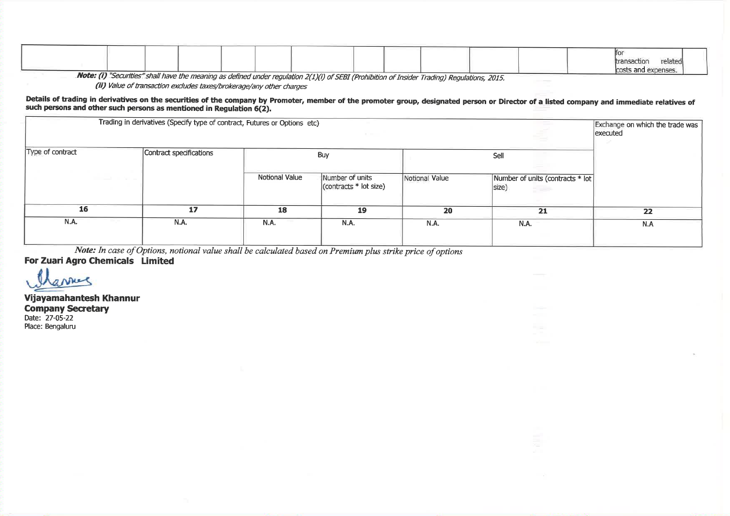| | | | | | | | | | | | | | for transaction related costs and expenses. | |
|---|---|---|---|---|---|---|---|---|---|---|---|---|---|---|

***Note: (i)*** *"Securities" shall have the meaning as defined under regulation 2(1)(i) of SEBI (Prohibition of Insider Trading) Regulations, 2015.*
***(ii)*** *Value of transaction excludes taxes/brokerage/any other charges*

**Details of trading in derivatives on the securities of the company by Promoter, member of the promoter group, designated person or Director of a listed company and immediate relatives of such persons and other such persons as mentioned in Regulation 6(2).**

| Trading in derivatives (Specify type of contract, Futures or Options etc) | | | | | | Exchange on which the trade was executed |
|---|---|---|---|---|---|---|
| Type of contract | Contract specifications | Buy | | Sell | | |
| | | Notional Value | Number of units (contracts * lot size) | Notional Value | Number of units (contracts * lot size) | |
| **16** | **17** | **18** | **19** | **20** | **21** | **22** |
| N.A. | N.A. | N.A. | N.A. | N.A. | N.A. | N.A |

*Note: In case of Options, notional value shall be calculated based on Premium plus strike price of options*

**For Zuari Agro Chemicals Limited**

**Vijayamahantesh Khannur**
**Company Secretary**
Date: 27-05-22
Place: Bengaluru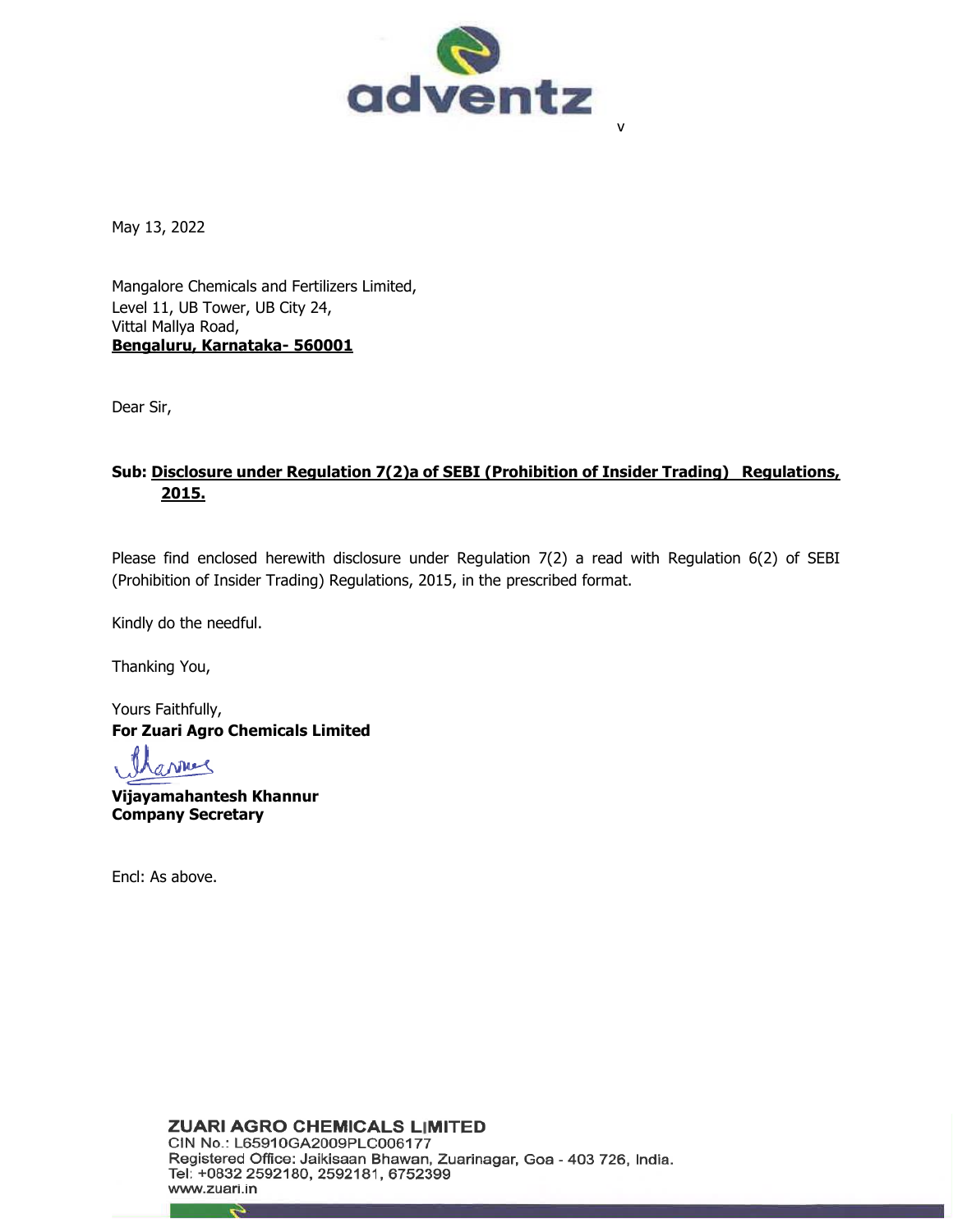May 13, 2022

Mangalore Chemicals and Fertilizers Limited,
Level 11, UB Tower, UB City 24,
Vittal Mallya Road,
**Bengaluru, Karnataka- 560001**

Dear Sir,

**Sub: Disclosure under Regulation 7(2)a of SEBI (Prohibition of Insider Trading) Regulations, 2015.**

Please find enclosed herewith disclosure under Regulation 7(2) a read with Regulation 6(2) of SEBI (Prohibition of Insider Trading) Regulations, 2015, in the prescribed format.

Kindly do the needful.

Thanking You,

Yours Faithfully,
**For Zuari Agro Chemicals Limited**

**Vijayamahantesh Khannur**
**Company Secretary**

Encl: As above.

**ZUARI AGRO CHEMICALS LIMITED**
CIN No.: L65910GA2009PLC006177
Registered Office: Jaikisaan Bhawan, Zuarinagar, Goa - 403 726, India.
Tel: +0832 2592180, 2592181, 6752399
www.zuari.in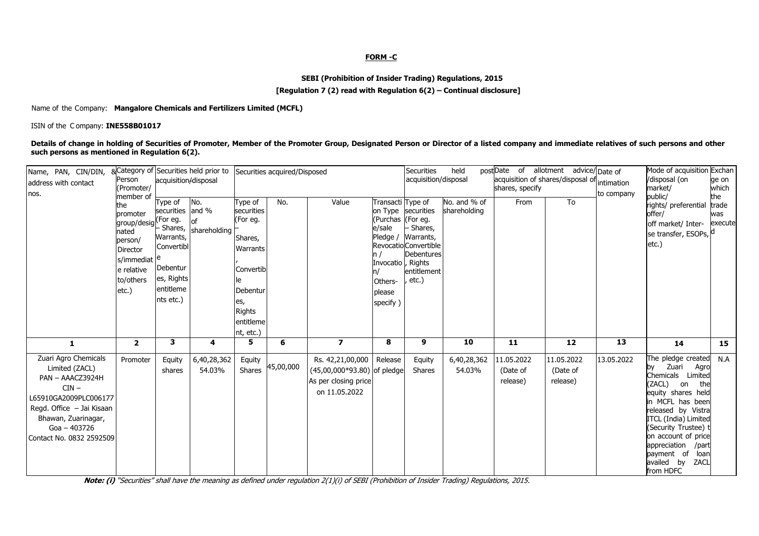**FORM -C**

**SEBI (Prohibition of Insider Trading) Regulations, 2015**

**[Regulation 7 (2) read with Regulation 6(2) – Continual disclosure]**

Name of the Company: **Mangalore Chemicals and Fertilizers Limited (MCFL)**

ISIN of the Company: **INE558B01017**

**Details of change in holding of Securities of Promoter, Member of the Promoter Group, Designated Person or Director of a listed company and immediate relatives of such persons and other such persons as mentioned in Regulation 6(2).**

| Name, PAN, CIN/DIN, & address with contact nos. | Category of Person (Promoter/ member of the promoter group/designated person/ Directors/immediate relative to/others etc.) | Securities held prior to acquisition/disposal | | Securities acquired/Disposed | | | | Securities held post acquisition/disposal | | Date of allotment advice/ acquisition of shares/disposal of shares, specify | | Date of intimation to company | Mode of acquisition /disposal (on market/ public/ rights/ preferential offer/ off market/ Inter-se transfer, ESOPs, etc.) | Exchange on which the trade was executed |
|---|---|---|---|---|---|---|---|---|---|---|---|---|---|---|
| | | Type of securities (For eg. – Shares, Warrants, Convertible Debentures, Rights entitlements etc.) | No. and % of shareholding | Type of securities (For eg. – Shares, Warrants, Convertible Debentures, Rights entitlement, etc.) | No. | Value | Transaction Type (Purchase/sale Pledge / Revocation / Invocation/ Others- please specify ) | Type of securities (For eg. – Shares, Warrants, Convertible Debentures, Rights entitlement, etc.) | No. and % of shareholding | From | To | | | |
| **1** | **2** | **3** | **4** | **5** | **6** | **7** | **8** | **9** | **10** | **11** | **12** | **13** | **14** | **15** |
| Zuari Agro Chemicals Limited (ZACL) PAN – AAACZ3924H CIN – L65910GA2009PLC006177 Regd. Office – Jai Kisaan Bhawan, Zuarinagar, Goa – 403726 Contact No. 0832 2592509 | Promoter | Equity shares | 6,40,28,362 54.03% | Equity Shares | 45,00,000 | Rs. 42,21,00,000 (45,00,000*93.80) As per closing price on 11.05.2022 | Release of pledge | Equity Shares | 6,40,28,362 54.03% | 11.05.2022 (Date of release) | 11.05.2022 (Date of release) | 13.05.2022 | The pledge created by Zuari Agro Chemicals Limited (ZACL) on the equity shares held in MCFL has been released by Vistra ITCL (India) Limited (Security Trustee) t on account of price appreciation /part payment of loan availed by ZACL from HDFC | N.A |

***Note: (i)*** *"Securities" shall have the meaning as defined under regulation 2(1)(i) of SEBI (Prohibition of Insider Trading) Regulations, 2015.*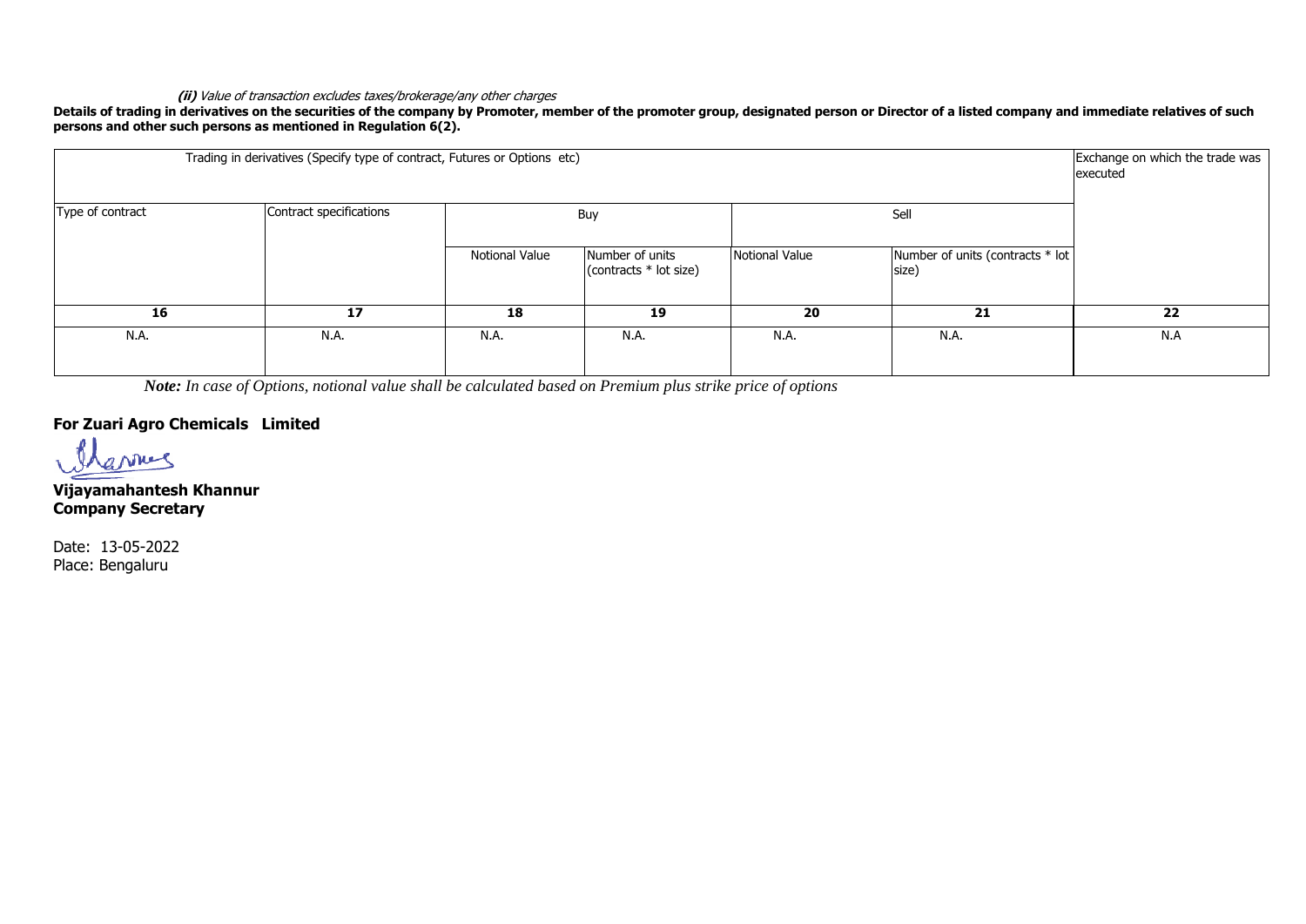***(ii)*** *Value of transaction excludes taxes/brokerage/any other charges*

**Details of trading in derivatives on the securities of the company by Promoter, member of the promoter group, designated person or Director of a listed company and immediate relatives of such persons and other such persons as mentioned in Regulation 6(2).**

| Trading in derivatives (Specify type of contract, Futures or Options etc) | | | | | | Exchange on which the trade was executed |
|---|---|---|---|---|---|---|
| Type of contract | Contract specifications | Buy | | Sell | | |
| | | Notional Value | Number of units (contracts * lot size) | Notional Value | Number of units (contracts * lot size) | |
| **16** | **17** | **18** | **19** | **20** | **21** | **22** |
| N.A. | N.A. | N.A. | N.A. | N.A. | N.A. | N.A |

***Note:*** *In case of Options, notional value shall be calculated based on Premium plus strike price of options*

**For Zuari Agro Chemicals Limited**

**Vijayamahantesh Khannur**
**Company Secretary**

Date: 13-05-2022
Place: Bengaluru